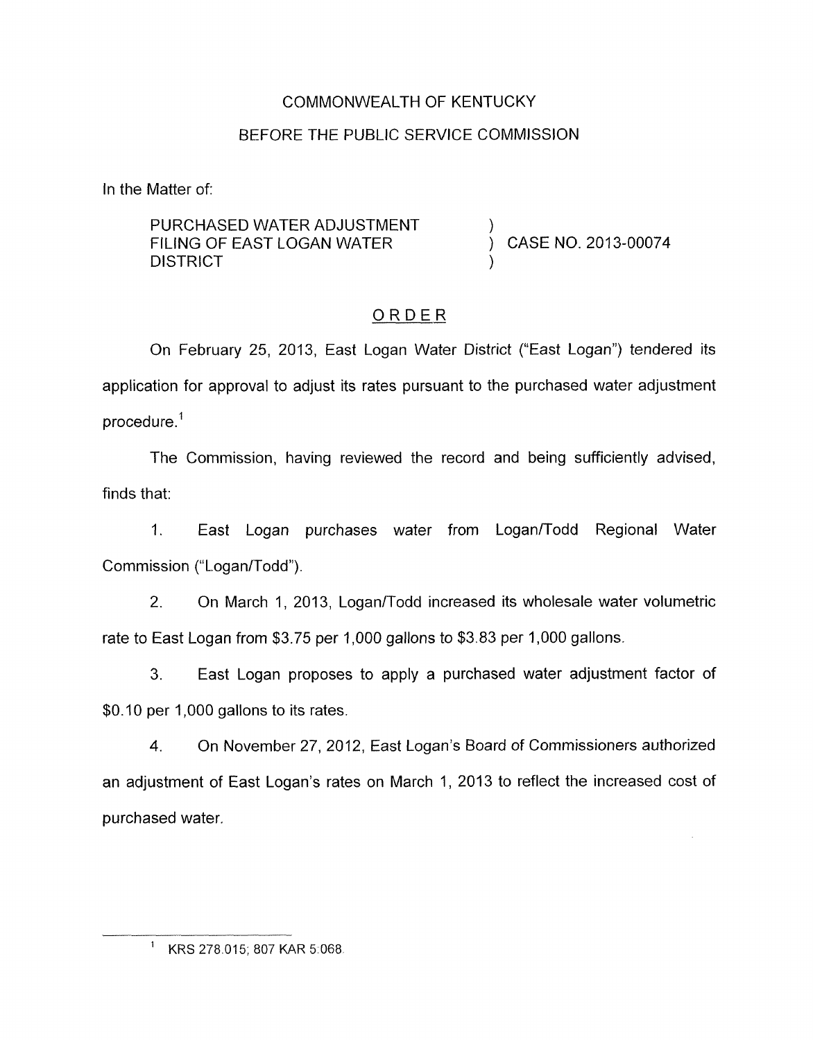COMMONWEALTH OF KENTUCKY

BEFORE THE PUBLIC SERVICE COMMISSION

In the Matter of:

PURCHASED WATER ADJUSTMENT FILING OF EAST LOGAN WATER DISTRICT ) ) CASE NO. 2013-00074 )

# ORDER

On February 25, 2013, East Logan Water District ("East Logan") tendered its application for approval to adjust its rates pursuant to the purchased water adjustment procedure.[1]

The Commission, having reviewed the record and being sufficiently advised, finds that:

1. East Logan purchases water from Logan/Todd Regional Water Commission ("Logan/Todd").

2. On March 1, 2013, Logan/Todd increased its wholesale water volumetric rate to East Logan from $3.75 per 1,000 gallons to $3.83 per 1,000 gallons.

3. East Logan proposes to apply a purchased water adjustment factor of $0.10 per 1,000 gallons to its rates.

4. On November 27, 2012, East Logan's Board of Commissioners authorized an adjustment of East Logan's rates on March 1, 2013 to reflect the increased cost of purchased water.

---

[1] KRS 278.015; 807 KAR 5:068.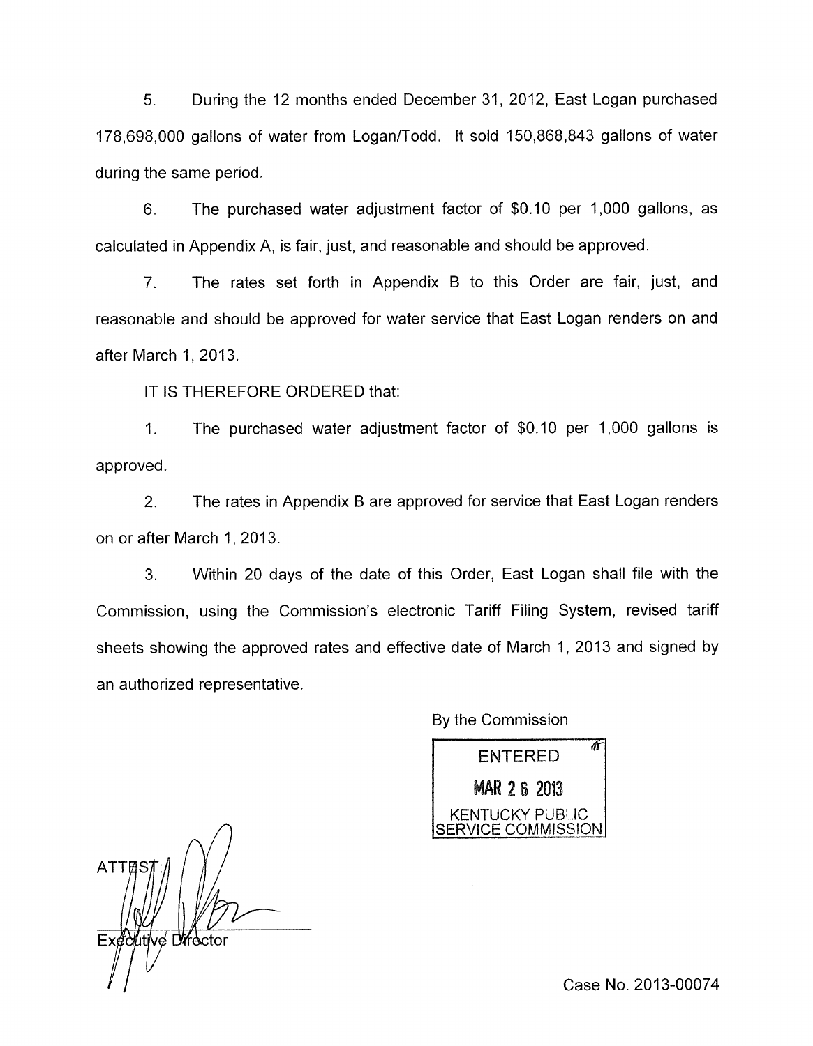5. During the 12 months ended December 31, 2012, East Logan purchased 178,698,000 gallons of water from Logan/Todd. It sold 150,868,843 gallons of water during the same period.

6. The purchased water adjustment factor of $0.10 per 1,000 gallons, as calculated in Appendix A, is fair, just, and reasonable and should be approved.

7. The rates set forth in Appendix B to this Order are fair, just, and reasonable and should be approved for water service that East Logan renders on and after March 1, 2013.

IT IS THEREFORE ORDERED that:

1. The purchased water adjustment factor of $0.10 per 1,000 gallons is approved.

2. The rates in Appendix B are approved for service that East Logan renders on or after March 1, 2013.

3. Within 20 days of the date of this Order, East Logan shall file with the Commission, using the Commission's electronic Tariff Filing System, revised tariff sheets showing the approved rates and effective date of March 1, 2013 and signed by an authorized representative.

By the Commission

ENTERED
MAR 26 2013
KENTUCKY PUBLIC SERVICE COMMISSION

ATTEST:

Executive Director

Case No. 2013-00074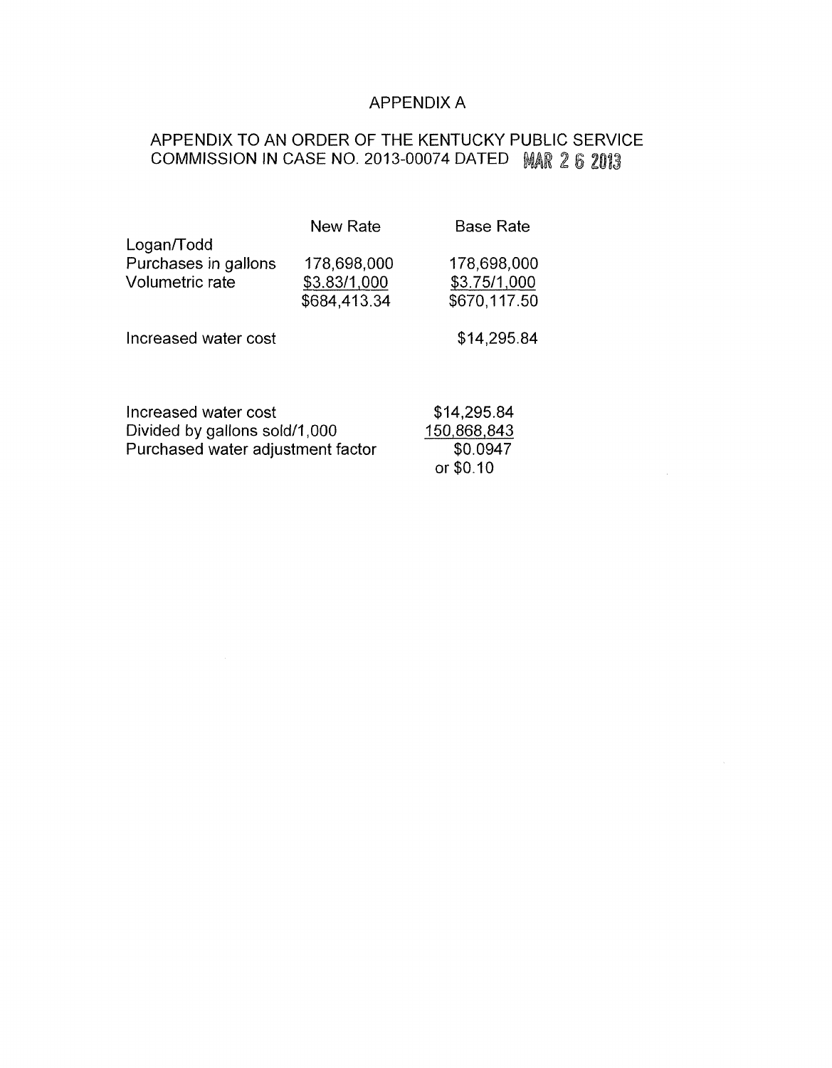# APPENDIX A

## APPENDIX TO AN ORDER OF THE KENTUCKY PUBLIC SERVICE COMMISSION IN CASE NO. 2013-00074 DATED MAR 26 2013

| | New Rate | Base Rate |
|---|---|---|
| Logan/Todd | | |
| Purchases in gallons | 178,698,000 | 178,698,000 |
| Volumetric rate | $3.83/1,000 | $3.75/1,000 |
| | $684,413.34 | $670,117.50 |
| Increased water cost | | $14,295.84 |

| | |
|---|---|
| Increased water cost | $14,295.84 |
| Divided by gallons sold/1,000 | 150,868,843 |
| Purchased water adjustment factor | $0.0947 |
| | or $0.10 |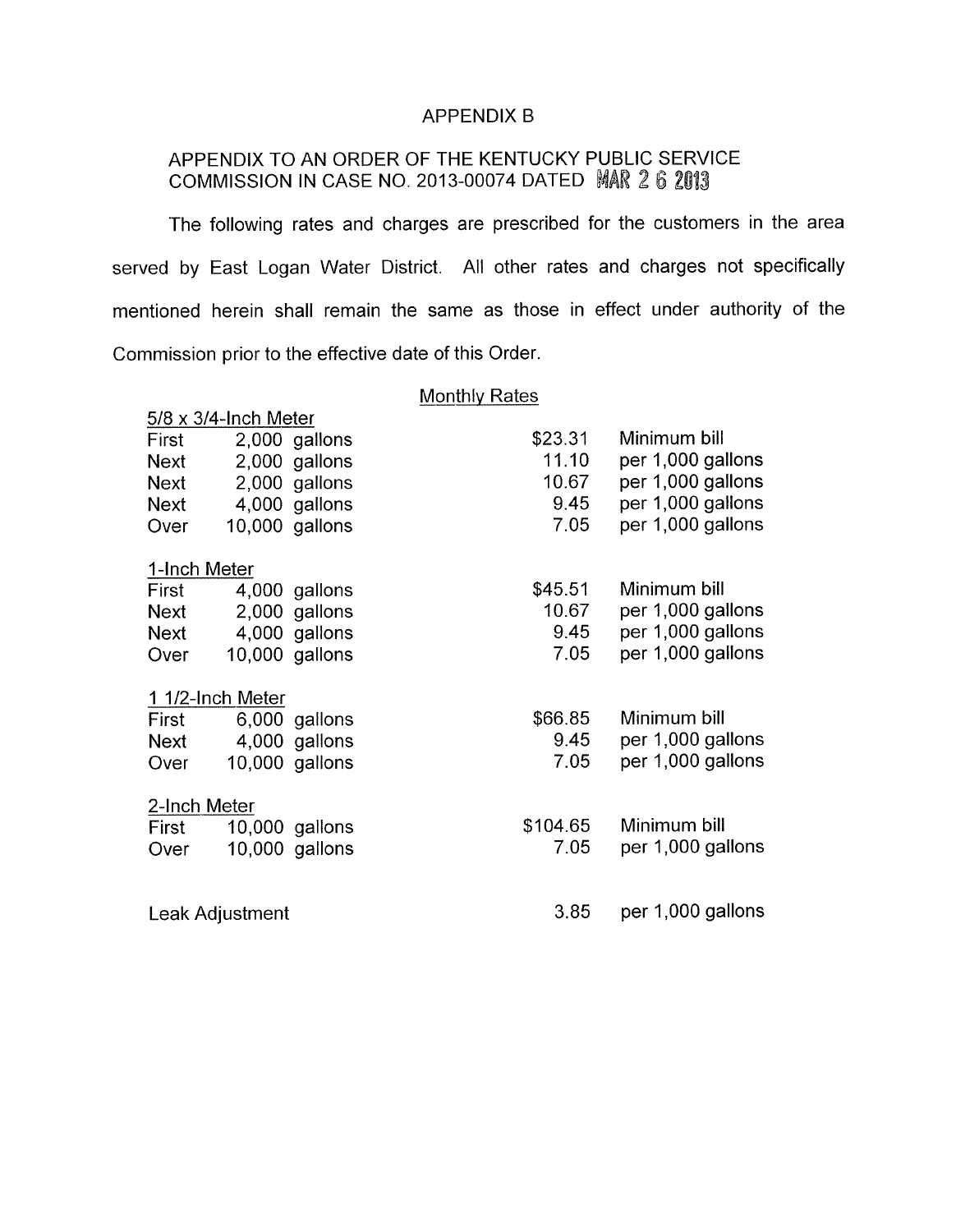# APPENDIX B

## APPENDIX TO AN ORDER OF THE KENTUCKY PUBLIC SERVICE COMMISSION IN CASE NO. 2013-00074 DATED MAR 2 6 2013

The following rates and charges are prescribed for the customers in the area served by East Logan Water District. All other rates and charges not specifically mentioned herein shall remain the same as those in effect under authority of the Commission prior to the effective date of this Order.

Monthly Rates

| | | | |
|---|---|---|---|
| **5/8 x 3/4-Inch Meter** | | | |
| First | 2,000 gallons | $23.31 | Minimum bill |
| Next | 2,000 gallons | 11.10 | per 1,000 gallons |
| Next | 2,000 gallons | 10.67 | per 1,000 gallons |
| Next | 4,000 gallons | 9.45 | per 1,000 gallons |
| Over | 10,000 gallons | 7.05 | per 1,000 gallons |
| **1-Inch Meter** | | | |
| First | 4,000 gallons | $45.51 | Minimum bill |
| Next | 2,000 gallons | 10.67 | per 1,000 gallons |
| Next | 4,000 gallons | 9.45 | per 1,000 gallons |
| Over | 10,000 gallons | 7.05 | per 1,000 gallons |
| **1 1/2-Inch Meter** | | | |
| First | 6,000 gallons | $66.85 | Minimum bill |
| Next | 4,000 gallons | 9.45 | per 1,000 gallons |
| Over | 10,000 gallons | 7.05 | per 1,000 gallons |
| **2-Inch Meter** | | | |
| First | 10,000 gallons | $104.65 | Minimum bill |
| Over | 10,000 gallons | 7.05 | per 1,000 gallons |
| Leak Adjustment | | 3.85 | per 1,000 gallons |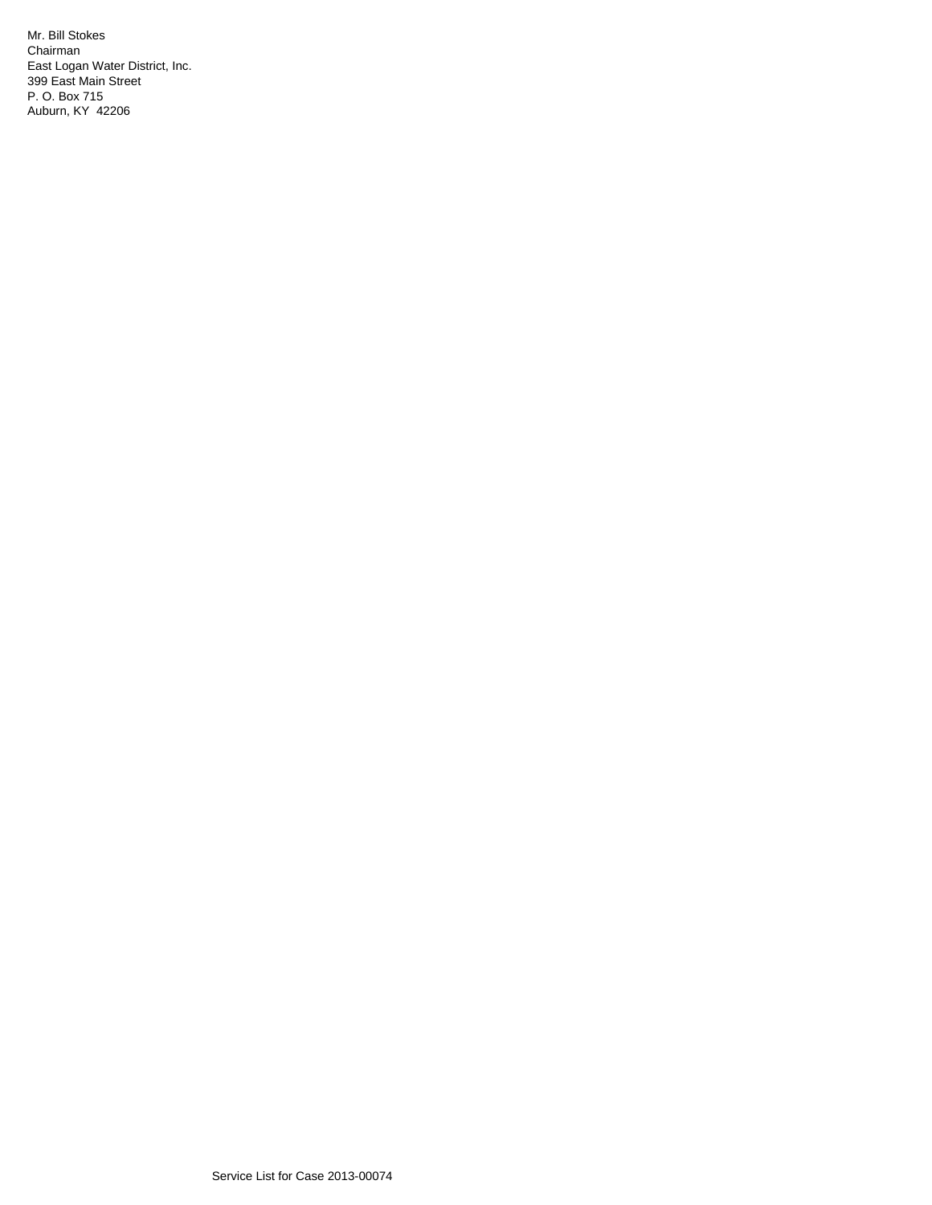Mr. Bill Stokes
Chairman
East Logan Water District, Inc.
399 East Main Street
P. O. Box 715
Auburn, KY 42206